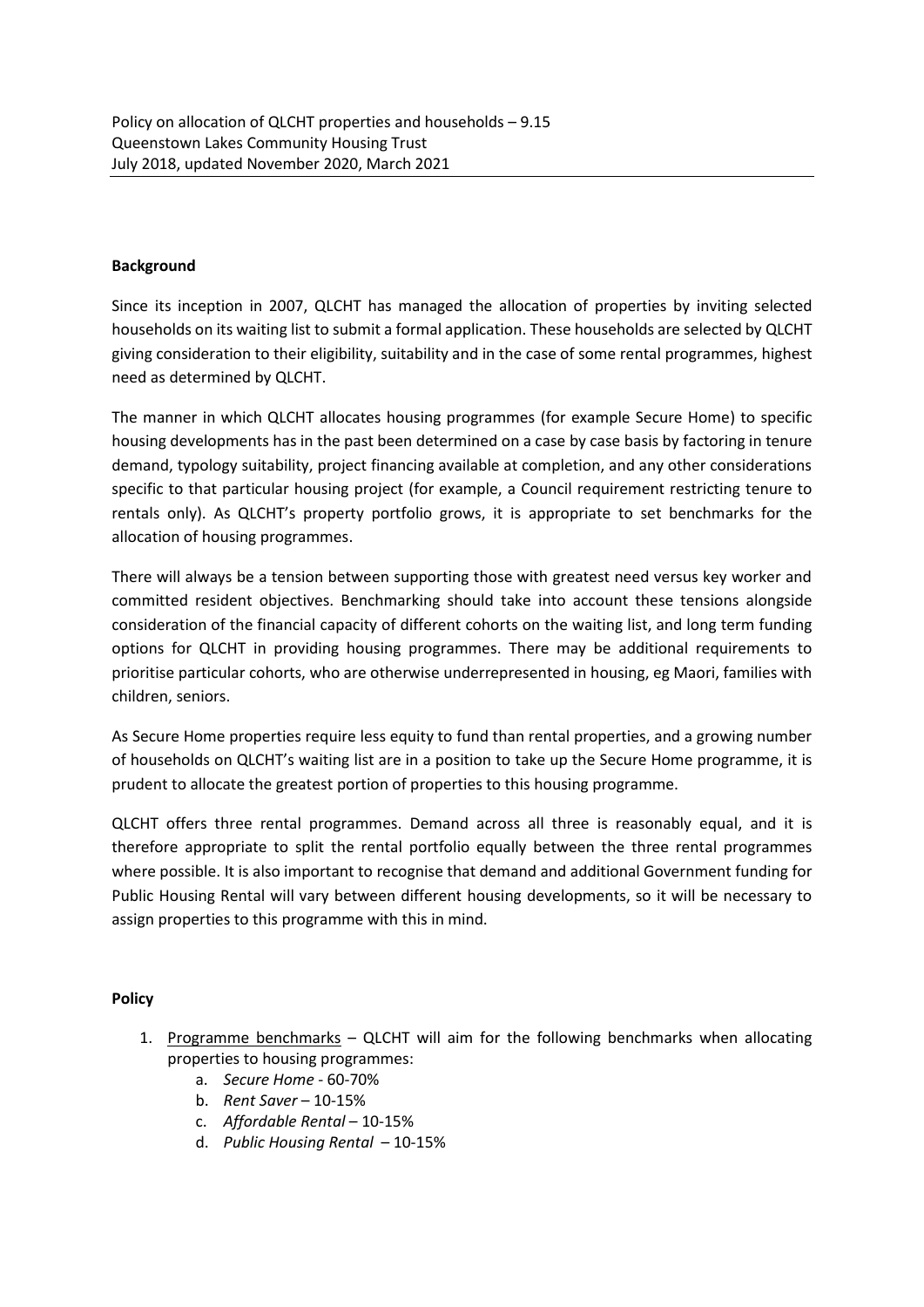Policy on allocation of QLCHT properties and households – 9.15
Queenstown Lakes Community Housing Trust
July 2018, updated November 2020, March 2021

**Background**

Since its inception in 2007, QLCHT has managed the allocation of properties by inviting selected households on its waiting list to submit a formal application. These households are selected by QLCHT giving consideration to their eligibility, suitability and in the case of some rental programmes, highest need as determined by QLCHT.

The manner in which QLCHT allocates housing programmes (for example Secure Home) to specific housing developments has in the past been determined on a case by case basis by factoring in tenure demand, typology suitability, project financing available at completion, and any other considerations specific to that particular housing project (for example, a Council requirement restricting tenure to rentals only). As QLCHT's property portfolio grows, it is appropriate to set benchmarks for the allocation of housing programmes.

There will always be a tension between supporting those with greatest need versus key worker and committed resident objectives. Benchmarking should take into account these tensions alongside consideration of the financial capacity of different cohorts on the waiting list, and long term funding options for QLCHT in providing housing programmes. There may be additional requirements to prioritise particular cohorts, who are otherwise underrepresented in housing, eg Maori, families with children, seniors.

As Secure Home properties require less equity to fund than rental properties, and a growing number of households on QLCHT's waiting list are in a position to take up the Secure Home programme, it is prudent to allocate the greatest portion of properties to this housing programme.

QLCHT offers three rental programmes. Demand across all three is reasonably equal, and it is therefore appropriate to split the rental portfolio equally between the three rental programmes where possible. It is also important to recognise that demand and additional Government funding for Public Housing Rental will vary between different housing developments, so it will be necessary to assign properties to this programme with this in mind.

**Policy**

1. Programme benchmarks – QLCHT will aim for the following benchmarks when allocating properties to housing programmes:
   a. *Secure Home* - 60-70%
   b. *Rent Saver* – 10-15%
   c. *Affordable Rental* – 10-15%
   d. *Public Housing Rental* – 10-15%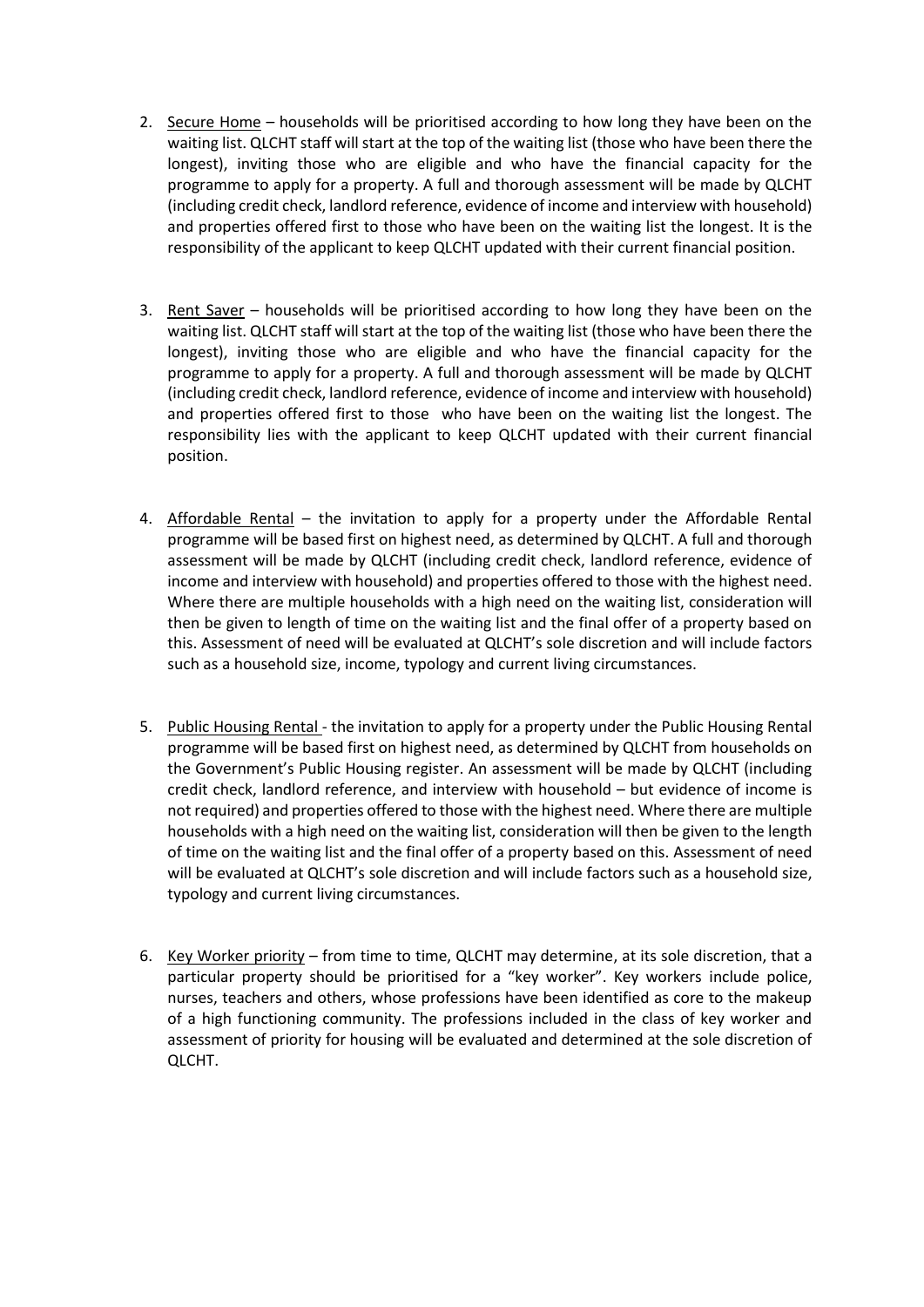2. Secure Home – households will be prioritised according to how long they have been on the waiting list. QLCHT staff will start at the top of the waiting list (those who have been there the longest), inviting those who are eligible and who have the financial capacity for the programme to apply for a property. A full and thorough assessment will be made by QLCHT (including credit check, landlord reference, evidence of income and interview with household) and properties offered first to those who have been on the waiting list the longest. It is the responsibility of the applicant to keep QLCHT updated with their current financial position.

3. Rent Saver – households will be prioritised according to how long they have been on the waiting list. QLCHT staff will start at the top of the waiting list (those who have been there the longest), inviting those who are eligible and who have the financial capacity for the programme to apply for a property. A full and thorough assessment will be made by QLCHT (including credit check, landlord reference, evidence of income and interview with household) and properties offered first to those who have been on the waiting list the longest. The responsibility lies with the applicant to keep QLCHT updated with their current financial position.

4. Affordable Rental – the invitation to apply for a property under the Affordable Rental programme will be based first on highest need, as determined by QLCHT. A full and thorough assessment will be made by QLCHT (including credit check, landlord reference, evidence of income and interview with household) and properties offered to those with the highest need. Where there are multiple households with a high need on the waiting list, consideration will then be given to length of time on the waiting list and the final offer of a property based on this. Assessment of need will be evaluated at QLCHT's sole discretion and will include factors such as a household size, income, typology and current living circumstances.

5. Public Housing Rental - the invitation to apply for a property under the Public Housing Rental programme will be based first on highest need, as determined by QLCHT from households on the Government's Public Housing register. An assessment will be made by QLCHT (including credit check, landlord reference, and interview with household – but evidence of income is not required) and properties offered to those with the highest need. Where there are multiple households with a high need on the waiting list, consideration will then be given to the length of time on the waiting list and the final offer of a property based on this. Assessment of need will be evaluated at QLCHT's sole discretion and will include factors such as a household size, typology and current living circumstances.

6. Key Worker priority – from time to time, QLCHT may determine, at its sole discretion, that a particular property should be prioritised for a "key worker". Key workers include police, nurses, teachers and others, whose professions have been identified as core to the makeup of a high functioning community. The professions included in the class of key worker and assessment of priority for housing will be evaluated and determined at the sole discretion of QLCHT.